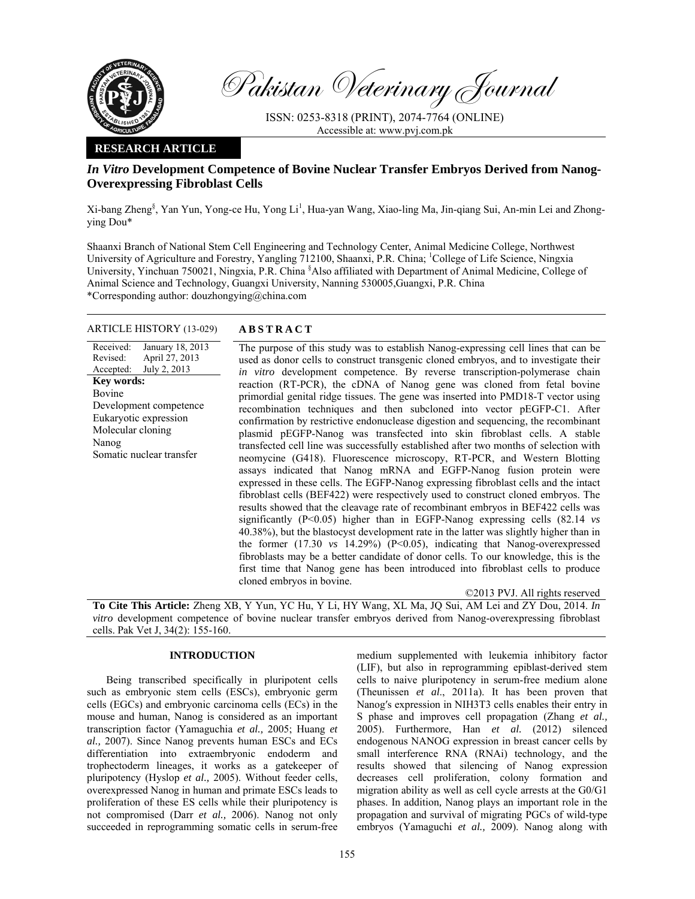Pakistan Veterinary Journal

ISSN: 0253-8318 (PRINT), 2074-7764 (ONLINE)
Accessible at: www.pvj.com.pk

**RESEARCH ARTICLE**

# *In Vitro* Development Competence of Bovine Nuclear Transfer Embryos Derived from Nanog-Overexpressing Fibroblast Cells

Xi-bang Zheng[§], Yan Yun, Yong-ce Hu, Yong Li[1], Hua-yan Wang, Xiao-ling Ma, Jin-qiang Sui, An-min Lei and Zhong-ying Dou*

Shaanxi Branch of National Stem Cell Engineering and Technology Center, Animal Medicine College, Northwest University of Agriculture and Forestry, Yangling 712100, Shaanxi, P.R. China; [1]College of Life Science, Ningxia University, Yinchuan 750021, Ningxia, P.R. China [§]Also affiliated with Department of Animal Medicine, College of Animal Science and Technology, Guangxi University, Nanning 530005,Guangxi, P.R. China
*Corresponding author: douzhongying@china.com

ARTICLE HISTORY (13-029)

Received: January 18, 2013
Revised: April 27, 2013
Accepted: July 2, 2013

**Key words:**
Bovine
Development competence
Eukaryotic expression
Molecular cloning
Nanog
Somatic nuclear transfer

## ABSTRACT

The purpose of this study was to establish Nanog-expressing cell lines that can be used as donor cells to construct transgenic cloned embryos, and to investigate their *in vitro* development competence. By reverse transcription-polymerase chain reaction (RT-PCR), the cDNA of Nanog gene was cloned from fetal bovine primordial genital ridge tissues. The gene was inserted into PMD18-T vector using recombination techniques and then subcloned into vector pEGFP-C1. After confirmation by restrictive endonuclease digestion and sequencing, the recombinant plasmid pEGFP-Nanog was transfected into skin fibroblast cells. A stable transfected cell line was successfully established after two months of selection with neomycine (G418). Fluorescence microscopy, RT-PCR, and Western Blotting assays indicated that Nanog mRNA and EGFP-Nanog fusion protein were expressed in these cells. The EGFP-Nanog expressing fibroblast cells and the intact fibroblast cells (BEF422) were respectively used to construct cloned embryos. The results showed that the cleavage rate of recombinant embryos in BEF422 cells was significantly ($P<0.05$) higher than in EGFP-Nanog expressing cells (82.14 *vs* 40.38%), but the blastocyst development rate in the latter was slightly higher than in the former (17.30 *vs* 14.29%) ($P<0.05$), indicating that Nanog-overexpressed fibroblasts may be a better candidate of donor cells. To our knowledge, this is the first time that Nanog gene has been introduced into fibroblast cells to produce cloned embryos in bovine.

©2013 PVJ. All rights reserved

**To Cite This Article:** Zheng XB, Y Yun, YC Hu, Y Li, HY Wang, XL Ma, JQ Sui, AM Lei and ZY Dou, 2014. *In vitro* development competence of bovine nuclear transfer embryos derived from Nanog-overexpressing fibroblast cells. Pak Vet J, 34(2): 155-160.

## INTRODUCTION

Being transcribed specifically in pluripotent cells such as embryonic stem cells (ESCs), embryonic germ cells (EGCs) and embryonic carcinoma cells (ECs) in the mouse and human, Nanog is considered as an important transcription factor (Yamaguchia *et al.,* 2005; Huang *et al.,* 2007). Since Nanog prevents human ESCs and ECs differentiation into extraembryonic endoderm and trophectoderm lineages, it works as a gatekeeper of pluripotency (Hyslop *et al.,* 2005). Without feeder cells, overexpressed Nanog in human and primate ESCs leads to proliferation of these ES cells while their pluripotency is not compromised (Darr *et al.,* 2006). Nanog not only succeeded in reprogramming somatic cells in serum-free medium supplemented with leukemia inhibitory factor (LIF), but also in reprogramming epiblast-derived stem cells to naive pluripotency in serum-free medium alone (Theunissen *et al*., 2011a). It has been proven that Nanog′s expression in NIH3T3 cells enables their entry in S phase and improves cell propagation (Zhang *et al.,* 2005). Furthermore, Han *et al.* (2012) silenced endogenous NANOG expression in breast cancer cells by small interference RNA (RNAi) technology, and the results showed that silencing of Nanog expression decreases cell proliferation, colony formation and migration ability as well as cell cycle arrests at the G0/G1 phases. In addition, Nanog plays an important role in the propagation and survival of migrating PGCs of wild-type embryos (Yamaguchi *et al.,* 2009). Nanog along with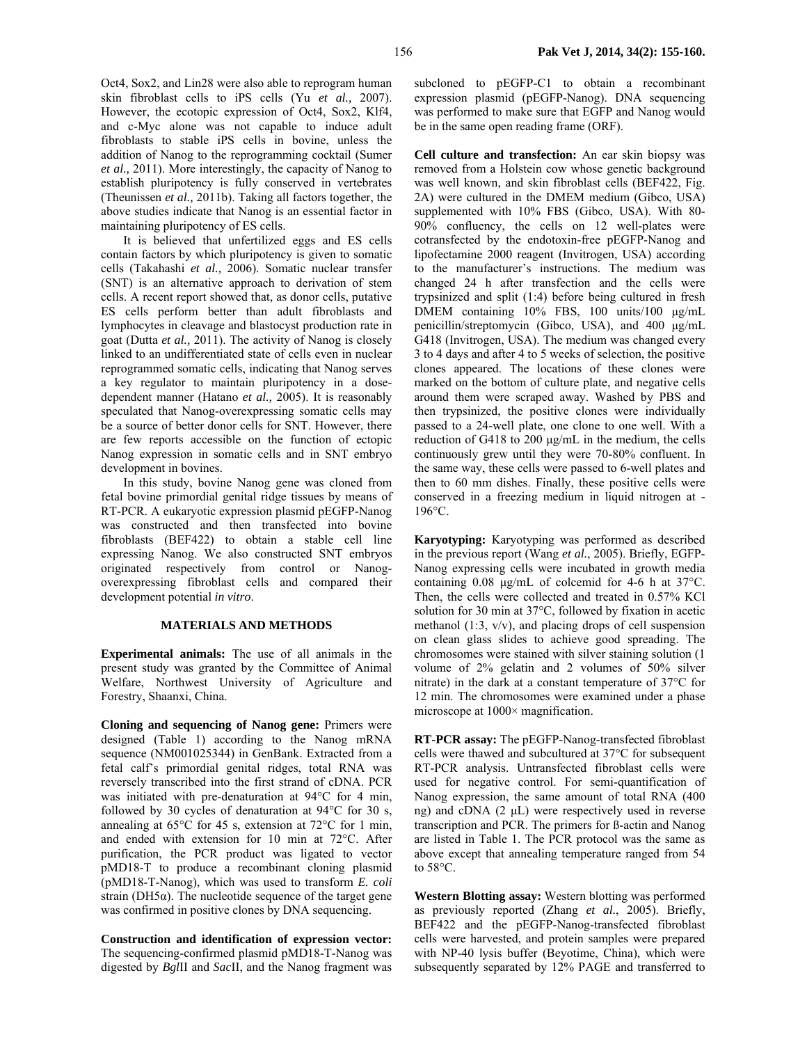Oct4, Sox2, and Lin28 were also able to reprogram human skin fibroblast cells to iPS cells (Yu *et al.,* 2007). However, the ecotopic expression of Oct4, Sox2, Klf4, and c-Myc alone was not capable to induce adult fibroblasts to stable iPS cells in bovine, unless the addition of Nanog to the reprogramming cocktail (Sumer *et al.,* 2011). More interestingly, the capacity of Nanog to establish pluripotency is fully conserved in vertebrates (Theunissen *et al.,* 2011b). Taking all factors together, the above studies indicate that Nanog is an essential factor in maintaining pluripotency of ES cells.

It is believed that unfertilized eggs and ES cells contain factors by which pluripotency is given to somatic cells (Takahashi *et al.,* 2006). Somatic nuclear transfer (SNT) is an alternative approach to derivation of stem cells. A recent report showed that, as donor cells, putative ES cells perform better than adult fibroblasts and lymphocytes in cleavage and blastocyst production rate in goat (Dutta *et al.,* 2011). The activity of Nanog is closely linked to an undifferentiated state of cells even in nuclear reprogrammed somatic cells, indicating that Nanog serves a key regulator to maintain pluripotency in a dose-dependent manner (Hatano *et al.,* 2005). It is reasonably speculated that Nanog-overexpressing somatic cells may be a source of better donor cells for SNT. However, there are few reports accessible on the function of ectopic Nanog expression in somatic cells and in SNT embryo development in bovines.

In this study, bovine Nanog gene was cloned from fetal bovine primordial genital ridge tissues by means of RT-PCR. A eukaryotic expression plasmid pEGFP-Nanog was constructed and then transfected into bovine fibroblasts (BEF422) to obtain a stable cell line expressing Nanog. We also constructed SNT embryos originated respectively from control or Nanog-overexpressing fibroblast cells and compared their development potential *in vitro*.

## MATERIALS AND METHODS

**Experimental animals:** The use of all animals in the present study was granted by the Committee of Animal Welfare, Northwest University of Agriculture and Forestry, Shaanxi, China.

**Cloning and sequencing of Nanog gene:** Primers were designed (Table 1) according to the Nanog mRNA sequence (NM001025344) in GenBank. Extracted from a fetal calf's primordial genital ridges, total RNA was reversely transcribed into the first strand of cDNA. PCR was initiated with pre-denaturation at 94°C for 4 min, followed by 30 cycles of denaturation at 94°C for 30 s, annealing at 65°C for 45 s, extension at 72°C for 1 min, and ended with extension for 10 min at 72°C. After purification, the PCR product was ligated to vector pMD18-T to produce a recombinant cloning plasmid (pMD18-T-Nanog), which was used to transform *E. coli* strain (DH5α). The nucleotide sequence of the target gene was confirmed in positive clones by DNA sequencing.

**Construction and identification of expression vector:** The sequencing-confirmed plasmid pMD18-T-Nanog was digested by *Bgl*II and *Sac*II, and the Nanog fragment was subcloned to pEGFP-C1 to obtain a recombinant expression plasmid (pEGFP-Nanog). DNA sequencing was performed to make sure that EGFP and Nanog would be in the same open reading frame (ORF).

**Cell culture and transfection:** An ear skin biopsy was removed from a Holstein cow whose genetic background was well known, and skin fibroblast cells (BEF422, Fig. 2A) were cultured in the DMEM medium (Gibco, USA) supplemented with 10% FBS (Gibco, USA). With 80-90% confluency, the cells on 12 well-plates were cotransfected by the endotoxin-free pEGFP-Nanog and lipofectamine 2000 reagent (Invitrogen, USA) according to the manufacturer's instructions. The medium was changed 24 h after transfection and the cells were trypsinized and split (1:4) before being cultured in fresh DMEM containing 10% FBS, 100 units/100 μg/mL penicillin/streptomycin (Gibco, USA), and 400 μg/mL G418 (Invitrogen, USA). The medium was changed every 3 to 4 days and after 4 to 5 weeks of selection, the positive clones appeared. The locations of these clones were marked on the bottom of culture plate, and negative cells around them were scraped away. Washed by PBS and then trypsinized, the positive clones were individually passed to a 24-well plate, one clone to one well. With a reduction of G418 to 200 μg/mL in the medium, the cells continuously grew until they were 70-80% confluent. In the same way, these cells were passed to 6-well plates and then to 60 mm dishes. Finally, these positive cells were conserved in a freezing medium in liquid nitrogen at -196°C.

**Karyotyping:** Karyotyping was performed as described in the previous report (Wang *et al.*, 2005). Briefly, EGFP-Nanog expressing cells were incubated in growth media containing 0.08 μg/mL of colcemid for 4-6 h at 37°C. Then, the cells were collected and treated in 0.57% KCl solution for 30 min at 37°C, followed by fixation in acetic methanol (1:3, v/v), and placing drops of cell suspension on clean glass slides to achieve good spreading. The chromosomes were stained with silver staining solution (1 volume of 2% gelatin and 2 volumes of 50% silver nitrate) in the dark at a constant temperature of 37°C for 12 min. The chromosomes were examined under a phase microscope at 1000× magnification.

**RT-PCR assay:** The pEGFP-Nanog-transfected fibroblast cells were thawed and subcultured at 37°C for subsequent RT-PCR analysis. Untransfected fibroblast cells were used for negative control. For semi-quantification of Nanog expression, the same amount of total RNA (400 ng) and cDNA (2 μL) were respectively used in reverse transcription and PCR. The primers for ß-actin and Nanog are listed in Table 1. The PCR protocol was the same as above except that annealing temperature ranged from 54 to 58°C.

**Western Blotting assay:** Western blotting was performed as previously reported (Zhang *et al.*, 2005). Briefly, BEF422 and the pEGFP-Nanog-transfected fibroblast cells were harvested, and protein samples were prepared with NP-40 lysis buffer (Beyotime, China), which were subsequently separated by 12% PAGE and transferred to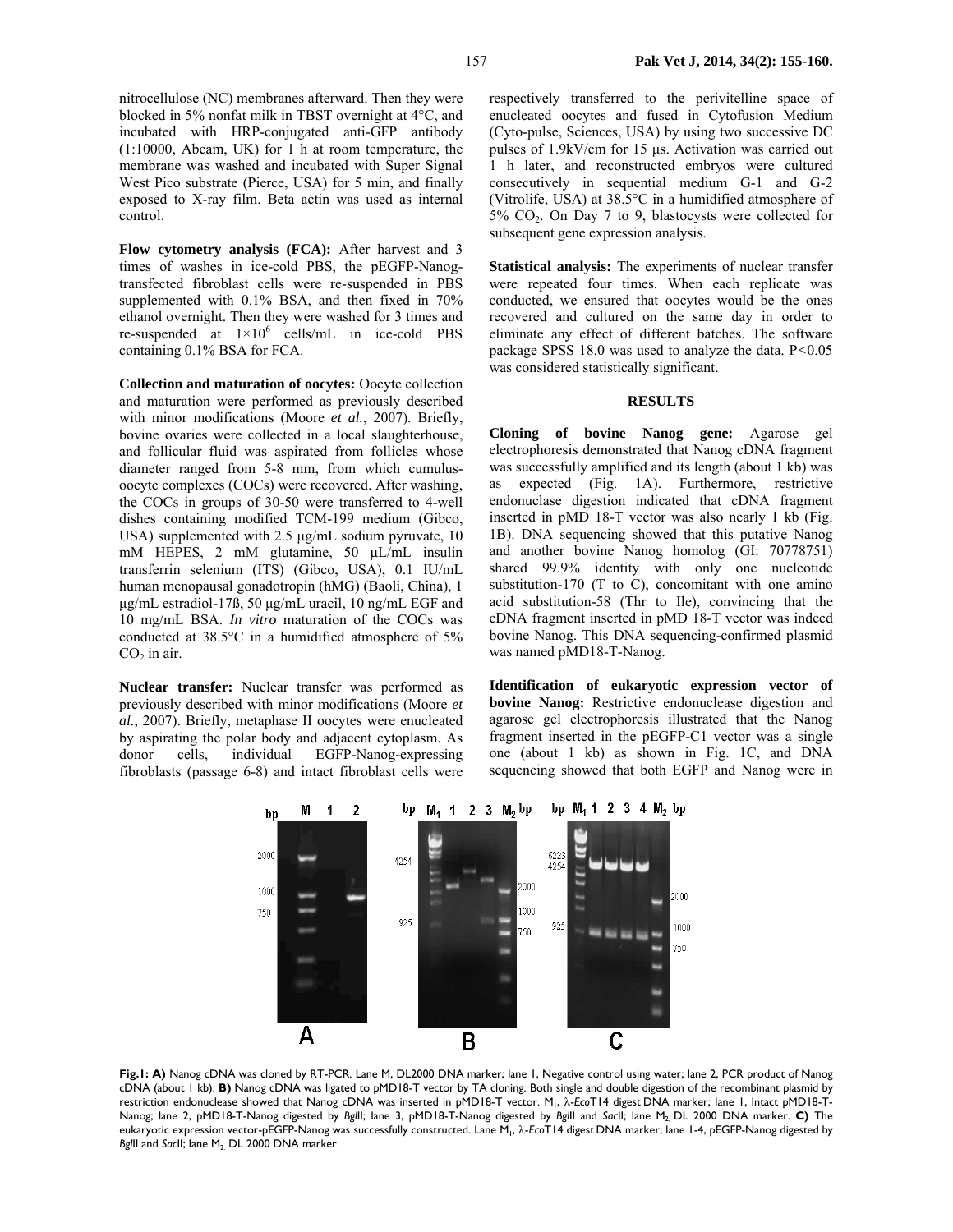nitrocellulose (NC) membranes afterward. Then they were blocked in 5% nonfat milk in TBST overnight at 4°C, and incubated with HRP-conjugated anti-GFP antibody (1:10000, Abcam, UK) for 1 h at room temperature, the membrane was washed and incubated with Super Signal West Pico substrate (Pierce, USA) for 5 min, and finally exposed to X-ray film. Beta actin was used as internal control.

**Flow cytometry analysis (FCA):** After harvest and 3 times of washes in ice-cold PBS, the pEGFP-Nanog-transfected fibroblast cells were re-suspended in PBS supplemented with 0.1% BSA, and then fixed in 70% ethanol overnight. Then they were washed for 3 times and re-suspended at $1 \times 10^6$ cells/mL in ice-cold PBS containing 0.1% BSA for FCA.

**Collection and maturation of oocytes:** Oocyte collection and maturation were performed as previously described with minor modifications (Moore *et al.*, 2007). Briefly, bovine ovaries were collected in a local slaughterhouse, and follicular fluid was aspirated from follicles whose diameter ranged from 5-8 mm, from which cumulus-oocyte complexes (COCs) were recovered. After washing, the COCs in groups of 30-50 were transferred to 4-well dishes containing modified TCM-199 medium (Gibco, USA) supplemented with 2.5 µg/mL sodium pyruvate, 10 mM HEPES, 2 mM glutamine, 50 µL/mL insulin transferrin selenium (ITS) (Gibco, USA), 0.1 IU/mL human menopausal gonadotropin (hMG) (Baoli, China), 1 µg/mL estradiol-17ß, 50 µg/mL uracil, 10 ng/mL EGF and 10 mg/mL BSA. *In vitro* maturation of the COCs was conducted at 38.5°C in a humidified atmosphere of 5% $CO_2$ in air.

**Nuclear transfer:** Nuclear transfer was performed as previously described with minor modifications (Moore *et al.*, 2007). Briefly, metaphase II oocytes were enucleated by aspirating the polar body and adjacent cytoplasm. As donor cells, individual EGFP-Nanog-expressing fibroblasts (passage 6-8) and intact fibroblast cells were respectively transferred to the perivitelline space of enucleated oocytes and fused in Cytofusion Medium (Cyto-pulse, Sciences, USA) by using two successive DC pulses of 1.9kV/cm for 15 µs. Activation was carried out 1 h later, and reconstructed embryos were cultured consecutively in sequential medium G-1 and G-2 (Vitrolife, USA) at 38.5°C in a humidified atmosphere of 5% $CO_2$. On Day 7 to 9, blastocysts were collected for subsequent gene expression analysis.

**Statistical analysis:** The experiments of nuclear transfer were repeated four times. When each replicate was conducted, we ensured that oocytes would be the ones recovered and cultured on the same day in order to eliminate any effect of different batches. The software package SPSS 18.0 was used to analyze the data. $P<0.05$ was considered statistically significant.

## RESULTS

**Cloning of bovine Nanog gene:** Agarose gel electrophoresis demonstrated that Nanog cDNA fragment was successfully amplified and its length (about 1 kb) was as expected (Fig. 1A). Furthermore, restrictive endonuclease digestion indicated that cDNA fragment inserted in pMD 18-T vector was also nearly 1 kb (Fig. 1B). DNA sequencing showed that this putative Nanog and another bovine Nanog homolog (GI: 70778751) shared 99.9% identity with only one nucleotide substitution-170 (T to C), concomitant with one amino acid substitution-58 (Thr to Ile), convincing that the cDNA fragment inserted in pMD 18-T vector was indeed bovine Nanog. This DNA sequencing-confirmed plasmid was named pMD18-T-Nanog.

**Identification of eukaryotic expression vector of bovine Nanog:** Restrictive endonuclease digestion and agarose gel electrophoresis illustrated that the Nanog fragment inserted in the pEGFP-C1 vector was a single one (about 1 kb) as shown in Fig. 1C, and DNA sequencing showed that both EGFP and Nanog were in

**Fig.1: A)** Nanog cDNA was cloned by RT-PCR. Lane M, DL2000 DNA marker; lane 1, Negative control using water; lane 2, PCR product of Nanog cDNA (about 1 kb). **B)** Nanog cDNA was ligated to pMD18-T vector by TA cloning. Both single and double digestion of the recombinant plasmid by restriction endonuclease showed that Nanog cDNA was inserted in pMD18-T vector. $M_1$, λ-*Eco*T14 digest DNA marker; lane 1, Intact pMD18-T-Nanog; lane 2, pMD18-T-Nanog digested by *Bgl*II; lane 3, pMD18-T-Nanog digested by *Bgl*II and *Sac*II; lane $M_2$, DL 2000 DNA marker. **C)** The eukaryotic expression vector-pEGFP-Nanog was successfully constructed. Lane $M_1$, λ-*Eco*T14 digest DNA marker; lane 1-4, pEGFP-Nanog digested by *Bgl*II and *Sac*II; lane $M_2$, DL 2000 DNA marker.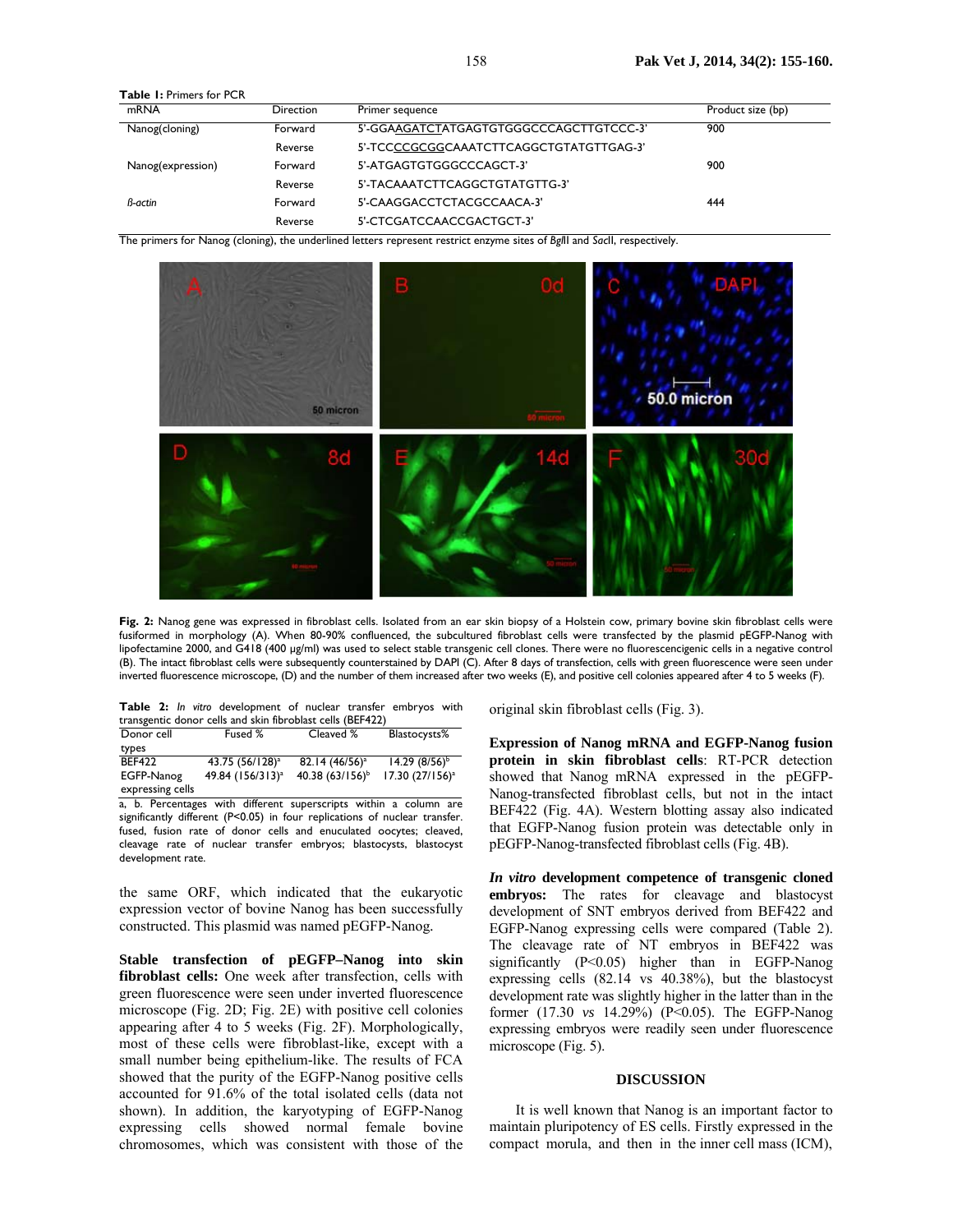**Table 1:** Primers for PCR

| mRNA | Direction | Primer sequence | Product size (bp) |
|---|---|---|---|
| Nanog(cloning) | Forward | 5'-GGAAGATCTATGAGTGTGGGCCCAGCTTGTCCC-3' | 900 |
| | Reverse | 5'-TCCCCGCGGCAAATCTTCAGGCTGTATGTTGAG-3' | |
| Nanog(expression) | Forward | 5'-ATGAGTGTGGGCCCAGCT-3' | 900 |
| | Reverse | 5'-TACAAATCTTCAGGCTGTATGTTG-3' | |
| *β-actin* | Forward | 5'-CAAGGACCTCTACGCCAACA-3' | 444 |
| | Reverse | 5'-CTCGATCCAACCGACTGCT-3' | |

The primers for Nanog (cloning), the underlined letters represent restrict enzyme sites of *Bgl*II and *Sac*II, respectively.

**Fig. 2:** Nanog gene was expressed in fibroblast cells. Isolated from an ear skin biopsy of a Holstein cow, primary bovine skin fibroblast cells were fusiformed in morphology (A). When 80-90% confluenced, the subcultured fibroblast cells were transfected by the plasmid pEGFP-Nanog with lipofectamine 2000, and G418 (400 µg/ml) was used to select stable transgenic cell clones. There were no fluorescencigenic cells in a negative control (B). The intact fibroblast cells were subsequently counterstained by DAPI (C). After 8 days of transfection, cells with green fluorescence were seen under inverted fluorescence microscope, (D) and the number of them increased after two weeks (E), and positive cell colonies appeared after 4 to 5 weeks (F).

**Table 2:** *In vitro* development of nuclear transfer embryos with transgenic donor cells and skin fibroblast cells (BEF422)

| Donor cell types | Fused % | Cleaved % | Blastocysts% |
|---|---|---|---|
| BEF422 | 43.75 (56/128)$^a$ | 82.14 (46/56)$^a$ | 14.29 (8/56)$^b$ |
| EGFP-Nanog expressing cells | 49.84 (156/313)$^a$ | 40.38 (63/156)$^b$ | 17.30 (27/156)$^a$ |

a, b. Percentages with different superscripts within a column are significantly different (P<0.05) in four replications of nuclear transfer. fused, fusion rate of donor cells and enuculated oocytes; cleaved, cleavage rate of nuclear transfer embryos; blastocysts, blastocyst development rate.

the same ORF, which indicated that the eukaryotic expression vector of bovine Nanog has been successfully constructed. This plasmid was named pEGFP-Nanog.

**Stable transfection of pEGFP–Nanog into skin fibroblast cells:** One week after transfection, cells with green fluorescence were seen under inverted fluorescence microscope (Fig. 2D; Fig. 2E) with positive cell colonies appearing after 4 to 5 weeks (Fig. 2F). Morphologically, most of these cells were fibroblast-like, except with a small number being epithelium-like. The results of FCA showed that the purity of the EGFP-Nanog positive cells accounted for 91.6% of the total isolated cells (data not shown). In addition, the karyotyping of EGFP-Nanog expressing cells showed normal female bovine chromosomes, which was consistent with those of the original skin fibroblast cells (Fig. 3).

**Expression of Nanog mRNA and EGFP-Nanog fusion protein in skin fibroblast cells**: RT-PCR detection showed that Nanog mRNA expressed in the pEGFP-Nanog-transfected fibroblast cells, but not in the intact BEF422 (Fig. 4A). Western blotting assay also indicated that EGFP-Nanog fusion protein was detectable only in pEGFP-Nanog-transfected fibroblast cells (Fig. 4B).

***In vitro* development competence of transgenic cloned embryos:** The rates for cleavage and blastocyst development of SNT embryos derived from BEF422 and EGFP-Nanog expressing cells were compared (Table 2). The cleavage rate of NT embryos in BEF422 was significantly (P<0.05) higher than in EGFP-Nanog expressing cells (82.14 vs 40.38%), but the blastocyst development rate was slightly higher in the latter than in the former (17.30 *vs* 14.29%) (P<0.05). The EGFP-Nanog expressing embryos were readily seen under fluorescence microscope (Fig. 5).

## DISCUSSION

It is well known that Nanog is an important factor to maintain pluripotency of ES cells. Firstly expressed in the compact morula, and then in the inner cell mass (ICM),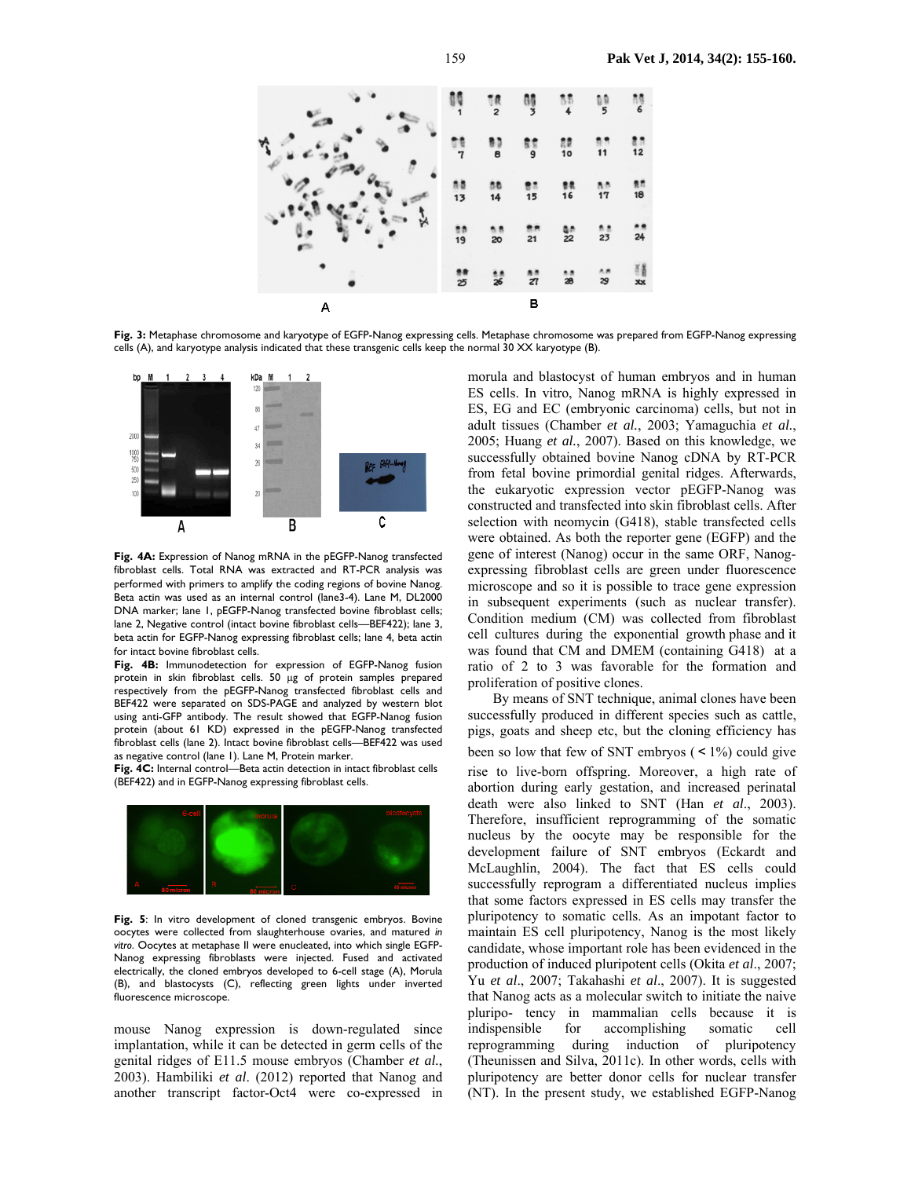**Fig. 3:** Metaphase chromosome and karyotype of EGFP-Nanog expressing cells. Metaphase chromosome was prepared from EGFP-Nanog expressing cells (A), and karyotype analysis indicated that these transgenic cells keep the normal 30 XX karyotype (B).

**Fig. 4A:** Expression of Nanog mRNA in the pEGFP-Nanog transfected fibroblast cells. Total RNA was extracted and RT-PCR analysis was performed with primers to amplify the coding regions of bovine Nanog. Beta actin was used as an internal control (lane3-4). Lane M, DL2000 DNA marker; lane 1, pEGFP-Nanog transfected bovine fibroblast cells; lane 2, Negative control (intact bovine fibroblast cells—BEF422); lane 3, beta actin for EGFP-Nanog expressing fibroblast cells; lane 4, beta actin for intact bovine fibroblast cells.

**Fig. 4B:** Immunodetection for expression of EGFP-Nanog fusion protein in skin fibroblast cells. 50 μg of protein samples prepared respectively from the pEGFP-Nanog transfected fibroblast cells and BEF422 were separated on SDS-PAGE and analyzed by western blot using anti-GFP antibody. The result showed that EGFP-Nanog fusion protein (about 61 KD) expressed in the pEGFP-Nanog transfected fibroblast cells (lane 2). Intact bovine fibroblast cells—BEF422 was used as negative control (lane 1). Lane M, Protein marker.

**Fig. 4C:** Internal control—Beta actin detection in intact fibroblast cells (BEF422) and in EGFP-Nanog expressing fibroblast cells.

**Fig. 5**: In vitro development of cloned transgenic embryos. Bovine oocytes were collected from slaughterhouse ovaries, and matured *in vitro*. Oocytes at metaphase II were enucleated, into which single EGFP-Nanog expressing fibroblasts were injected. Fused and activated electrically, the cloned embryos developed to 6-cell stage (A), Morula (B), and blastocysts (C), reflecting green lights under inverted fluorescence microscope.

mouse Nanog expression is down-regulated since implantation, while it can be detected in germ cells of the genital ridges of E11.5 mouse embryos (Chamber *et al*., 2003). Hambiliki *et al*. (2012) reported that Nanog and another transcript factor-Oct4 were co-expressed in morula and blastocyst of human embryos and in human ES cells. In vitro, Nanog mRNA is highly expressed in ES, EG and EC (embryonic carcinoma) cells, but not in adult tissues (Chamber *et al.*, 2003; Yamaguchia *et al.*, 2005; Huang *et al.*, 2007). Based on this knowledge, we successfully obtained bovine Nanog cDNA by RT-PCR from fetal bovine primordial genital ridges. Afterwards, the eukaryotic expression vector pEGFP-Nanog was constructed and transfected into skin fibroblast cells. After selection with neomycin (G418), stable transfected cells were obtained. As both the reporter gene (EGFP) and the gene of interest (Nanog) occur in the same ORF, Nanog-expressing fibroblast cells are green under fluorescence microscope and so it is possible to trace gene expression in subsequent experiments (such as nuclear transfer). Condition medium (CM) was collected from fibroblast cell cultures during the exponential growth phase and it was found that CM and DMEM (containing G418) at a ratio of 2 to 3 was favorable for the formation and proliferation of positive clones.

By means of SNT technique, animal clones have been successfully produced in different species such as cattle, pigs, goats and sheep etc, but the cloning efficiency has been so low that few of SNT embryos ( < 1%) could give rise to live-born offspring. Moreover, a high rate of abortion during early gestation, and increased perinatal death were also linked to SNT (Han *et al*., 2003). Therefore, insufficient reprogramming of the somatic nucleus by the oocyte may be responsible for the development failure of SNT embryos (Eckardt and McLaughlin, 2004). The fact that ES cells could successfully reprogram a differentiated nucleus implies that some factors expressed in ES cells may transfer the pluripotency to somatic cells. As an impotant factor to maintain ES cell pluripotency, Nanog is the most likely candidate, whose important role has been evidenced in the production of induced pluripotent cells (Okita *et al*., 2007; Yu *et al*., 2007; Takahashi *et al*., 2007). It is suggested that Nanog acts as a molecular switch to initiate the naive pluripo- tency in mammalian cells because it is indispensible for accomplishing somatic cell reprogramming during induction of pluripotency (Theunissen and Silva, 2011c). In other words, cells with pluripotency are better donor cells for nuclear transfer (NT). In the present study, we established EGFP-Nanog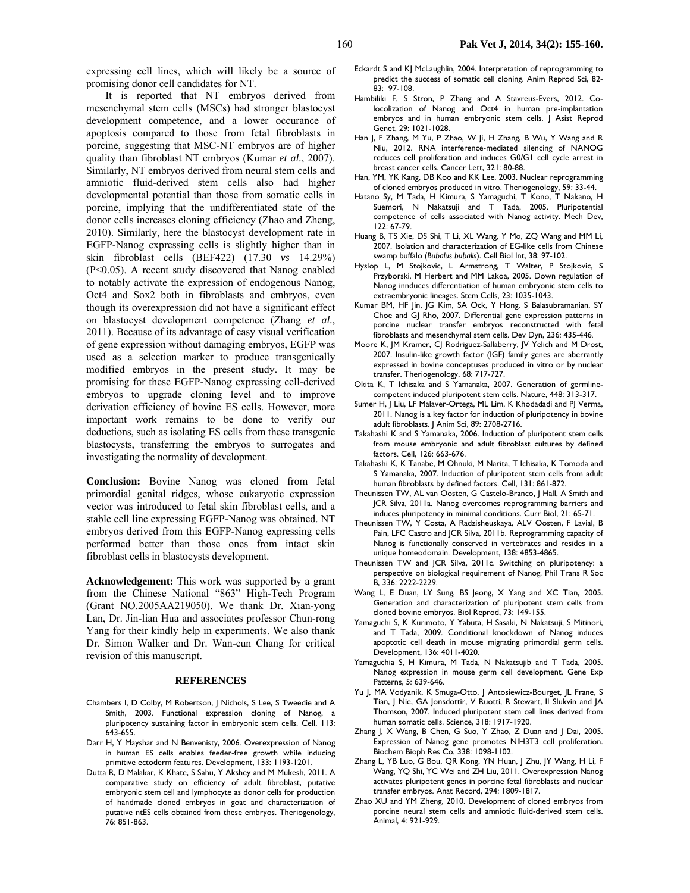expressing cell lines, which will likely be a source of promising donor cell candidates for NT.

It is reported that NT embryos derived from mesenchymal stem cells (MSCs) had stronger blastocyst development competence, and a lower occurance of apoptosis compared to those from fetal fibroblasts in porcine, suggesting that MSC-NT embryos are of higher quality than fibroblast NT embryos (Kumar *et al.*, 2007). Similarly, NT embryos derived from neural stem cells and amniotic fluid-derived stem cells also had higher developmental potential than those from somatic cells in porcine, implying that the undifferentiated state of the donor cells increases cloning efficiency (Zhao and Zheng, 2010). Similarly, here the blastocyst development rate in EGFP-Nanog expressing cells is slightly higher than in skin fibroblast cells (BEF422) (17.30 *vs* 14.29%) ($P<0.05$). A recent study discovered that Nanog enabled to notably activate the expression of endogenous Nanog, Oct4 and Sox2 both in fibroblasts and embryos, even though its overexpression did not have a significant effect on blastocyst development competence (Zhang *et al.*, 2011). Because of its advantage of easy visual verification of gene expression without damaging embryos, EGFP was used as a selection marker to produce transgenically modified embryos in the present study. It may be promising for these EGFP-Nanog expressing cell-derived embryos to upgrade cloning level and to improve derivation efficiency of bovine ES cells. However, more important work remains to be done to verify our deductions, such as isolating ES cells from these transgenic blastocysts, transferring the embryos to surrogates and investigating the normality of development.

**Conclusion:** Bovine Nanog was cloned from fetal primordial genital ridges, whose eukaryotic expression vector was introduced to fetal skin fibroblast cells, and a stable cell line expressing EGFP-Nanog was obtained. NT embryos derived from this EGFP-Nanog expressing cells performed better than those ones from intact skin fibroblast cells in blastocysts development.

**Acknowledgement:** This work was supported by a grant from the Chinese National "863" High-Tech Program (Grant NO.2005AA219050). We thank Dr. Xian-yong Lan, Dr. Jin-lian Hua and associates professor Chun-rong Yang for their kindly help in experiments. We also thank Dr. Simon Walker and Dr. Wan-cun Chang for critical revision of this manuscript.

## REFERENCES

Chambers I, D Colby, M Robertson, J Nichols, S Lee, S Tweedie and A Smith, 2003. Functional expression cloning of Nanog, a pluripotency sustaining factor in embryonic stem cells. Cell, 113: 643-655.

Darr H, Y Mayshar and N Benvenisty, 2006. Overexpression of Nanog in human ES cells enables feeder-free growth while inducing primitive ectoderm features. Development, 133: 1193-1201.

Dutta R, D Malakar, K Khate, S Sahu, Y Akshey and M Mukesh, 2011. A comparative study on efficiency of adult fibroblast, putative embryonic stem cell and lymphocyte as donor cells for production of handmade cloned embryos in goat and characterization of putative ntES cells obtained from these embryos. Theriogenology, 76: 851-863.

Eckardt S and KJ McLaughlin, 2004. Interpretation of reprogramming to predict the success of somatic cell cloning. Anim Reprod Sci, 82-83: 97-108.

Hambiliki F, S Stron, P Zhang and A Stavreus-Evers, 2012. Co-localization of Nanog and Oct4 in human pre-implantation embryos and in human embryonic stem cells. J Asist Reprod Genet, 29: 1021-1028.

Han J, F Zhang, M Yu, P Zhao, W Ji, H Zhang, B Wu, Y Wang and R Niu, 2012. RNA interference-mediated silencing of NANOG reduces cell proliferation and induces G0/G1 cell cycle arrest in breast cancer cells. Cancer Lett, 321: 80-88.

Han, YM, YK Kang, DB Koo and KK Lee, 2003. Nuclear reprogramming of cloned embryos produced in vitro. Theriogenology, 59: 33-44.

Hatano Sy, M Tada, H Kimura, S Yamaguchi, T Kono, T Nakano, H Suemori, N Nakatsuji and T Tada, 2005. Pluripotential competence of cells associated with Nanog activity. Mech Dev, 122: 67-79.

Huang B, TS Xie, DS Shi, T Li, XL Wang, Y Mo, ZQ Wang and MM Li, 2007. Isolation and characterization of EG-like cells from Chinese swamp buffalo (*Bubalus bubalis*). Cell Biol Int, 38: 97-102.

Hyslop L, M Stojkovic, L Armstrong, T Walter, P Stojkovic, S Przyborski, M Herbert and MM Lakoa, 2005. Down regulation of Nanog innduces differentiation of human embryonic stem cells to extraembryonic lineages. Stem Cells, 23: 1035-1043.

Kumar BM, HF Jin, JG Kim, SA Ock, Y Hong, S Balasubramanian, SY Choe and GJ Rho, 2007. Differential gene expression patterns in porcine nuclear transfer embryos reconstructed with fetal fibroblasts and mesenchymal stem cells. Dev Dyn, 236: 435-446.

Moore K, JM Kramer, CJ Rodriguez-Sallaberry, JV Yelich and M Drost, 2007. Insulin-like growth factor (IGF) family genes are aberrantly expressed in bovine conceptuses produced in vitro or by nuclear transfer. Theriogenology, 68: 717-727.

Okita K, T Ichisaka and S Yamanaka, 2007. Generation of germline-competent induced pluripotent stem cells. Nature, 448: 313-317.

Sumer H, J Liu, LF Malaver-Ortega, ML Lim, K Khodadadi and PJ Verma, 2011. Nanog is a key factor for induction of pluripotency in bovine adult fibroblasts. J Anim Sci, 89: 2708-2716.

Takahashi K and S Yamanaka, 2006. Induction of pluripotent stem cells from mouse embryonic and adult fibroblast cultures by defined factors. Cell, 126: 663-676.

Takahashi K, K Tanabe, M Ohnuki, M Narita, T Ichisaka, K Tomoda and S Yamanaka, 2007. Induction of pluripotent stem cells from adult human fibroblasts by defined factors. Cell, 131: 861-872.

Theunissen TW, AL van Oosten, G Castelo-Branco, J Hall, A Smith and JCR Silva, 2011a. Nanog overcomes reprogramming barriers and induces pluripotency in minimal conditions. Curr Biol, 21: 65-71.

Theunissen TW, Y Costa, A Radzisheuskaya, ALV Oosten, F Lavial, B Pain, LFC Castro and JCR Silva, 2011b. Reprogramming capacity of Nanog is functionally conserved in vertebrates and resides in a unique homeodomain. Development, 138: 4853-4865.

Theunissen TW and JCR Silva, 2011c. Switching on pluripotency: a perspective on biological requirement of Nanog. Phil Trans R Soc B, 336: 2222-2229.

Wang L, E Duan, LY Sung, BS Jeong, X Yang and XC Tian, 2005. Generation and characterization of pluripotent stem cells from cloned bovine embryos. Biol Reprod, 73: 149-155.

Yamaguchi S, K Kurimoto, Y Yabuta, H Sasaki, N Nakatsuji, S Mitinori, and T Tada, 2009. Conditional knockdown of Nanog induces apoptotic cell death in mouse migrating primordial germ cells. Development, 136: 4011-4020.

Yamaguchia S, H Kimura, M Tada, N Nakatsujib and T Tada, 2005. Nanog expression in mouse germ cell development. Gene Exp Patterns, 5: 639-646.

Yu J, MA Vodyanik, K Smuga-Otto, J Antosiewicz-Bourget, JL Frane, S Tian, J Nie, GA Jonsdottir, V Ruotti, R Stewart, II Slukvin and JA Thomson, 2007. Induced pluripotent stem cell lines derived from human somatic cells. Science, 318: 1917-1920.

Zhang J, X Wang, B Chen, G Suo, Y Zhao, Z Duan and J Dai, 2005. Expression of Nanog gene promotes NIH3T3 cell proliferation. Biochem Bioph Res Co, 338: 1098-1102.

Zhang L, YB Luo, G Bou, QR Kong, YN Huan, J Zhu, JY Wang, H Li, F Wang, YQ Shi, YC Wei and ZH Liu, 2011. Overexpression Nanog activates pluripotent genes in porcine fetal fibroblasts and nuclear transfer embryos. Anat Record, 294: 1809-1817.

Zhao XU and YM Zheng, 2010. Development of cloned embryos from porcine neural stem cells and amniotic fluid-derived stem cells. Animal, 4: 921-929.